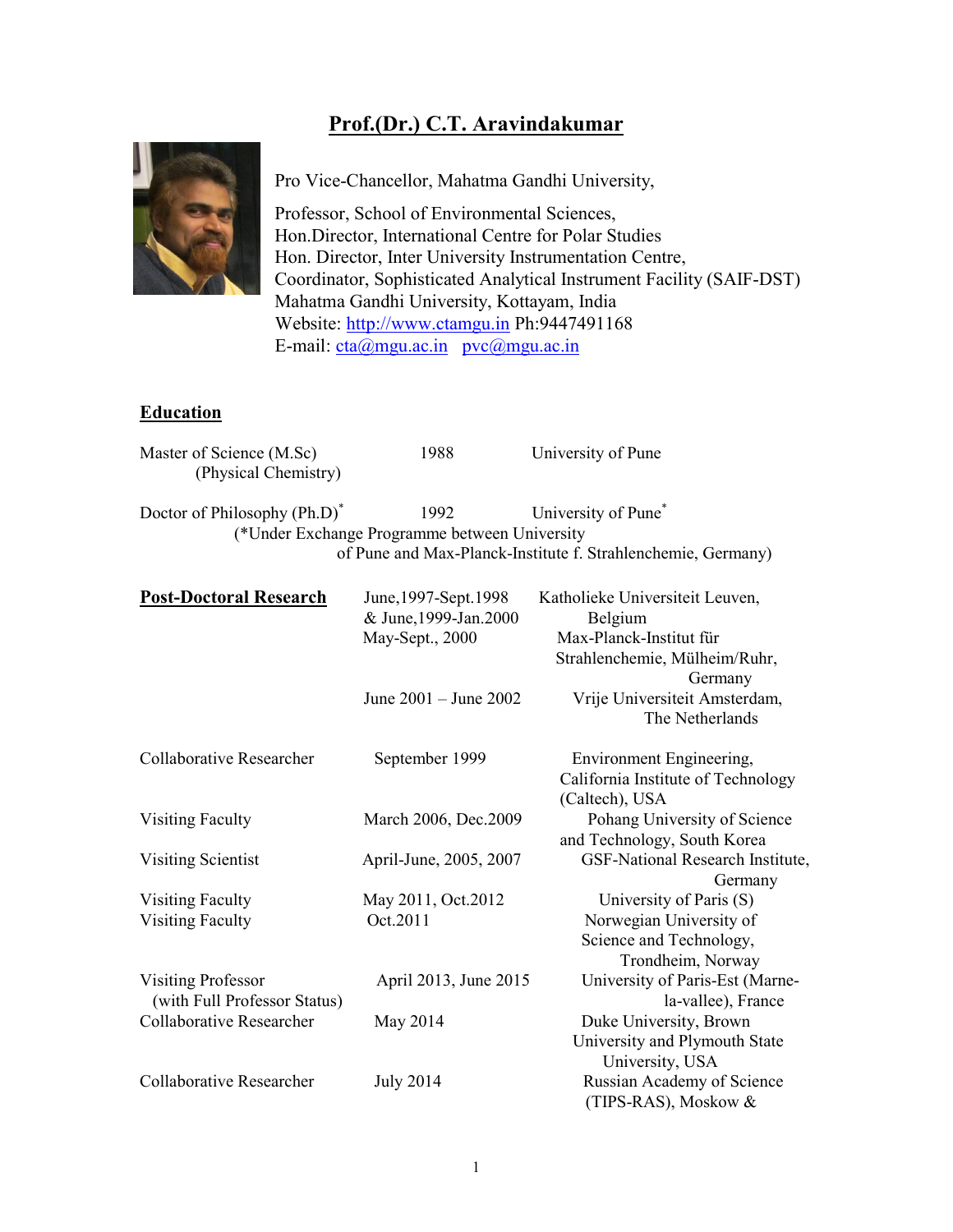# Prof.(Dr.) C.T. Aravindakumar

Pro Vice-Chancellor, Mahatma Gandhi University,

Professor, School of Environmental Sciences,
Hon.Director, International Centre for Polar Studies
Hon. Director, Inter University Instrumentation Centre,
Coordinator, Sophisticated Analytical Instrument Facility (SAIF-DST)
Mahatma Gandhi University, Kottayam, India
Website: http://www.ctamgu.in Ph:9447491168
E-mail: cta@mgu.ac.in pvc@mgu.ac.in

## Education

| | | |
|---|---|---|
| Master of Science (M.Sc) (Physical Chemistry) | 1988 | University of Pune |
| Doctor of Philosophy (Ph.D)* | 1992 | University of Pune* |

(*Under Exchange Programme between University of Pune and Max-Planck-Institute f. Strahlenchemie, Germany)

## Post-Doctoral Research

| | | |
|---|---|---|
| Post-Doctoral Research | June,1997-Sept.1998 & June,1999-Jan.2000 | Katholieke Universiteit Leuven, Belgium |
| | May-Sept., 2000 | Max-Planck-Institut für Strahlenchemie, Mülheim/Ruhr, Germany |
| | June 2001 – June 2002 | Vrije Universiteit Amsterdam, The Netherlands |
| Collaborative Researcher | September 1999 | Environment Engineering, California Institute of Technology (Caltech), USA |
| Visiting Faculty | March 2006, Dec.2009 | Pohang University of Science and Technology, South Korea |
| Visiting Scientist | April-June, 2005, 2007 | GSF-National Research Institute, Germany |
| Visiting Faculty | May 2011, Oct.2012 | University of Paris (S) |
| Visiting Faculty | Oct.2011 | Norwegian University of Science and Technology, Trondheim, Norway |
| Visiting Professor (with Full Professor Status) | April 2013, June 2015 | University of Paris-Est (Marne-la-vallee), France |
| Collaborative Researcher | May 2014 | Duke University, Brown University and Plymouth State University, USA |
| Collaborative Researcher | July 2014 | Russian Academy of Science (TIPS-RAS), Moskow & |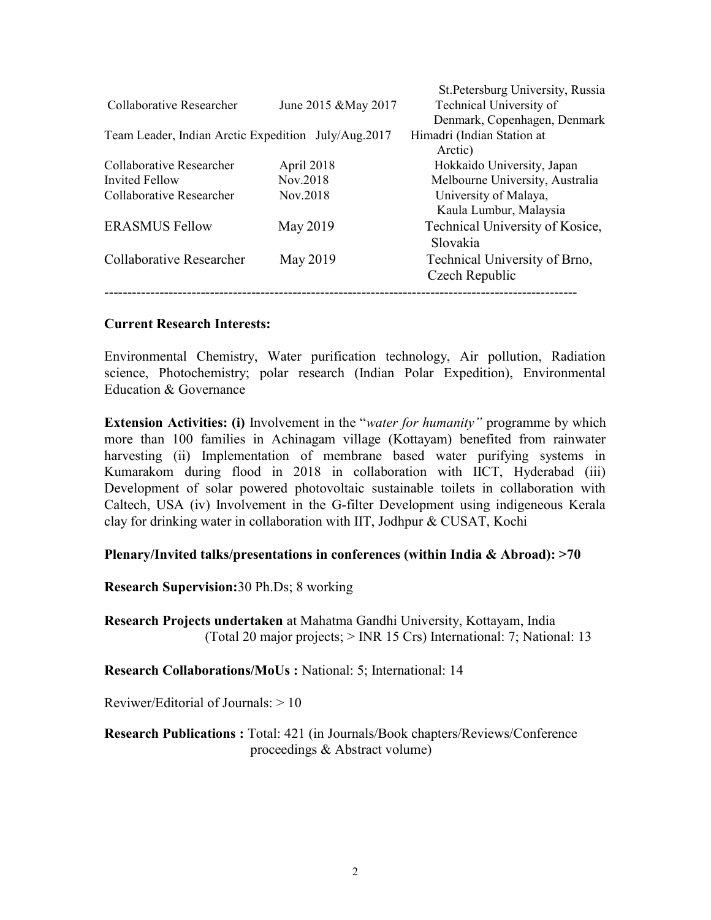| | | |
|---|---|---|
| | | St.Petersburg University, Russia |
| Collaborative Researcher | June 2015 &May 2017 | Technical University of Denmark, Copenhagen, Denmark |
| Team Leader, Indian Arctic Expedition | July/Aug.2017 | Himadri (Indian Station at Arctic) |
| Collaborative Researcher | April 2018 | Hokkaido University, Japan |
| Invited Fellow | Nov.2018 | Melbourne University, Australia |
| Collaborative Researcher | Nov.2018 | University of Malaya, Kaula Lumbur, Malaysia |
| ERASMUS Fellow | May 2019 | Technical University of Kosice, Slovakia |
| Collaborative Researcher | May 2019 | Technical University of Brno, Czech Republic |

---

**Current Research Interests:**

Environmental Chemistry, Water purification technology, Air pollution, Radiation science, Photochemistry; polar research (Indian Polar Expedition), Environmental Education & Governance

**Extension Activities: (i)** Involvement in the "*water for humanity"* programme by which more than 100 families in Achinagam village (Kottayam) benefited from rainwater harvesting (ii) Implementation of membrane based water purifying systems in Kumarakom during flood in 2018 in collaboration with IICT, Hyderabad (iii) Development of solar powered photovoltaic sustainable toilets in collaboration with Caltech, USA (iv) Involvement in the G-filter Development using indigeneous Kerala clay for drinking water in collaboration with IIT, Jodhpur & CUSAT, Kochi

**Plenary/Invited talks/presentations in conferences (within India & Abroad): >70**

**Research Supervision:**30 Ph.Ds; 8 working

**Research Projects undertaken** at Mahatma Gandhi University, Kottayam, India (Total 20 major projects; > INR 15 Crs) International: 7; National: 13

**Research Collaborations/MoUs :** National: 5; International: 14

Reviwer/Editorial of Journals: > 10

**Research Publications :** Total: 421 (in Journals/Book chapters/Reviews/Conference proceedings & Abstract volume)